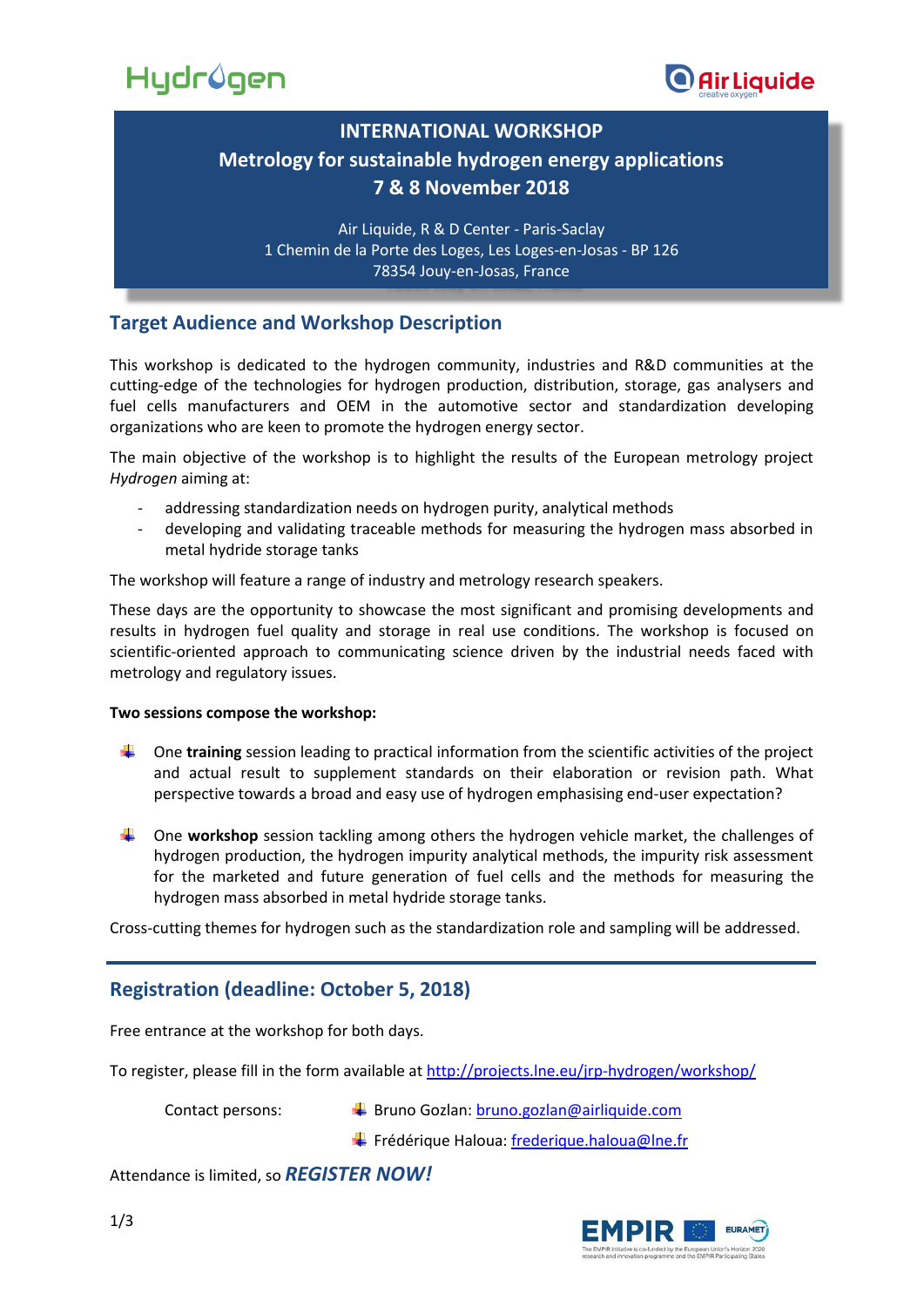# INTERNATIONAL WORKSHOP

## Metrology for sustainable hydrogen energy applications

## 7 & 8 November 2018

Air Liquide, R & D Center - Paris-Saclay
1 Chemin de la Porte des Loges, Les Loges-en-Josas - BP 126
78354 Jouy-en-Josas, France

## Target Audience and Workshop Description

This workshop is dedicated to the hydrogen community, industries and R&D communities at the cutting-edge of the technologies for hydrogen production, distribution, storage, gas analysers and fuel cells manufacturers and OEM in the automotive sector and standardization developing organizations who are keen to promote the hydrogen energy sector.

The main objective of the workshop is to highlight the results of the European metrology project *Hydrogen* aiming at:

- addressing standardization needs on hydrogen purity, analytical methods
- developing and validating traceable methods for measuring the hydrogen mass absorbed in metal hydride storage tanks

The workshop will feature a range of industry and metrology research speakers.

These days are the opportunity to showcase the most significant and promising developments and results in hydrogen fuel quality and storage in real use conditions. The workshop is focused on scientific-oriented approach to communicating science driven by the industrial needs faced with metrology and regulatory issues.

**Two sessions compose the workshop:**

- One **training** session leading to practical information from the scientific activities of the project and actual result to supplement standards on their elaboration or revision path. What perspective towards a broad and easy use of hydrogen emphasising end-user expectation?

- One **workshop** session tackling among others the hydrogen vehicle market, the challenges of hydrogen production, the hydrogen impurity analytical methods, the impurity risk assessment for the marketed and future generation of fuel cells and the methods for measuring the hydrogen mass absorbed in metal hydride storage tanks.

Cross-cutting themes for hydrogen such as the standardization role and sampling will be addressed.

## Registration (deadline: October 5, 2018)

Free entrance at the workshop for both days.

To register, please fill in the form available at http://projects.lne.eu/jrp-hydrogen/workshop/

Contact persons:

- Bruno Gozlan: bruno.gozlan@airliquide.com
- Frédérique Haloua: frederique.haloua@lne.fr

Attendance is limited, so ***REGISTER NOW!***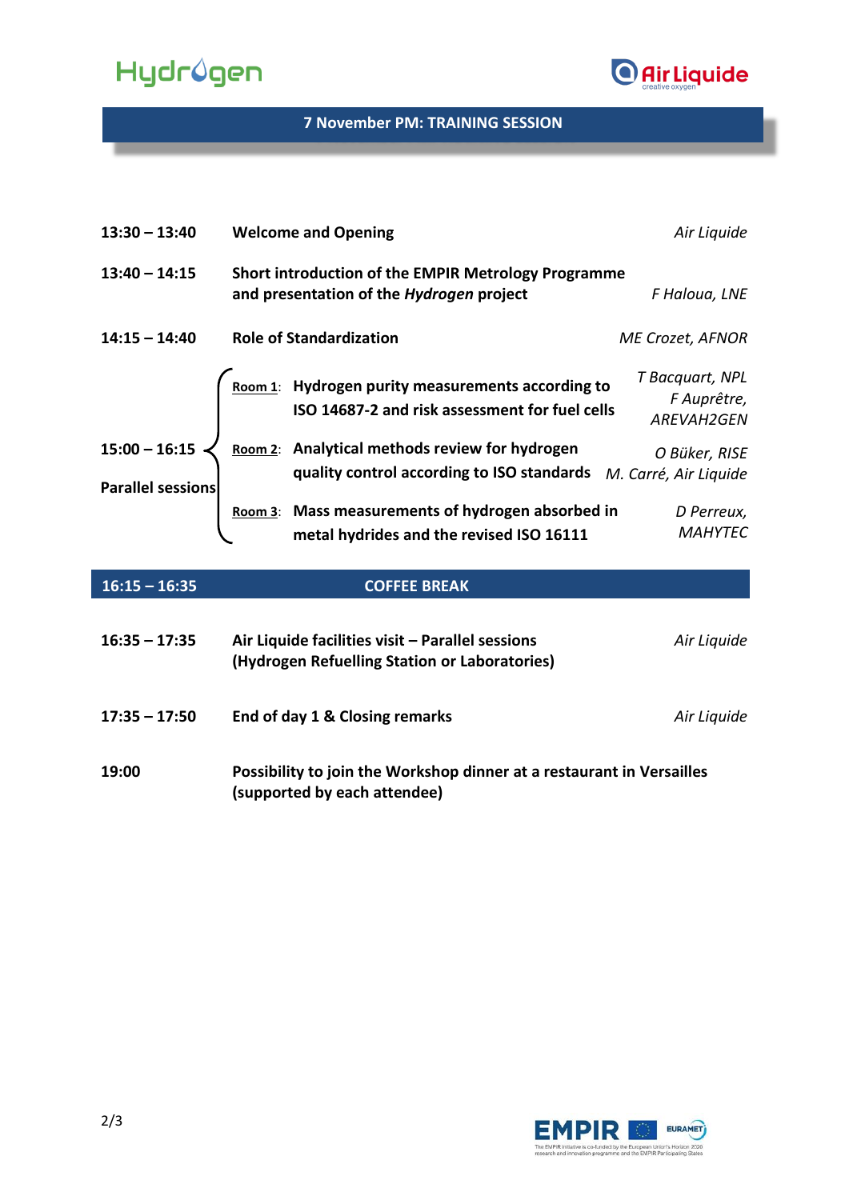## 7 November PM: TRAINING SESSION

| Time | Session | Speaker |
|---|---|---|
| **13:30 – 13:40** | **Welcome and Opening** | *Air Liquide* |
| **13:40 – 14:15** | **Short introduction of the EMPIR Metrology Programme and presentation of the *Hydrogen* project** | *F Haloua, LNE* |
| **14:15 – 14:40** | **Role of Standardization** | *ME Crozet, AFNOR* |
| **15:00 – 16:15** **Parallel sessions** | <u>Room 1</u>: **Hydrogen purity measurements according to ISO 14687-2 and risk assessment for fuel cells** | *T Bacquart, NPL* *F Auprêtre, AREVAH2GEN* |
| | <u>Room 2</u>: **Analytical methods review for hydrogen quality control according to ISO standards** | *O Büker, RISE* *M. Carré, Air Liquide* |
| | <u>Room 3</u>: **Mass measurements of hydrogen absorbed in metal hydrides and the revised ISO 16111** | *D Perreux, MAHYTEC* |
| **16:15 – 16:35** | **COFFEE BREAK** | |
| **16:35 – 17:35** | **Air Liquide facilities visit – Parallel sessions (Hydrogen Refuelling Station or Laboratories)** | *Air Liquide* |
| **17:35 – 17:50** | **End of day 1 & Closing remarks** | *Air Liquide* |
| **19:00** | **Possibility to join the Workshop dinner at a restaurant in Versailles (supported by each attendee)** | |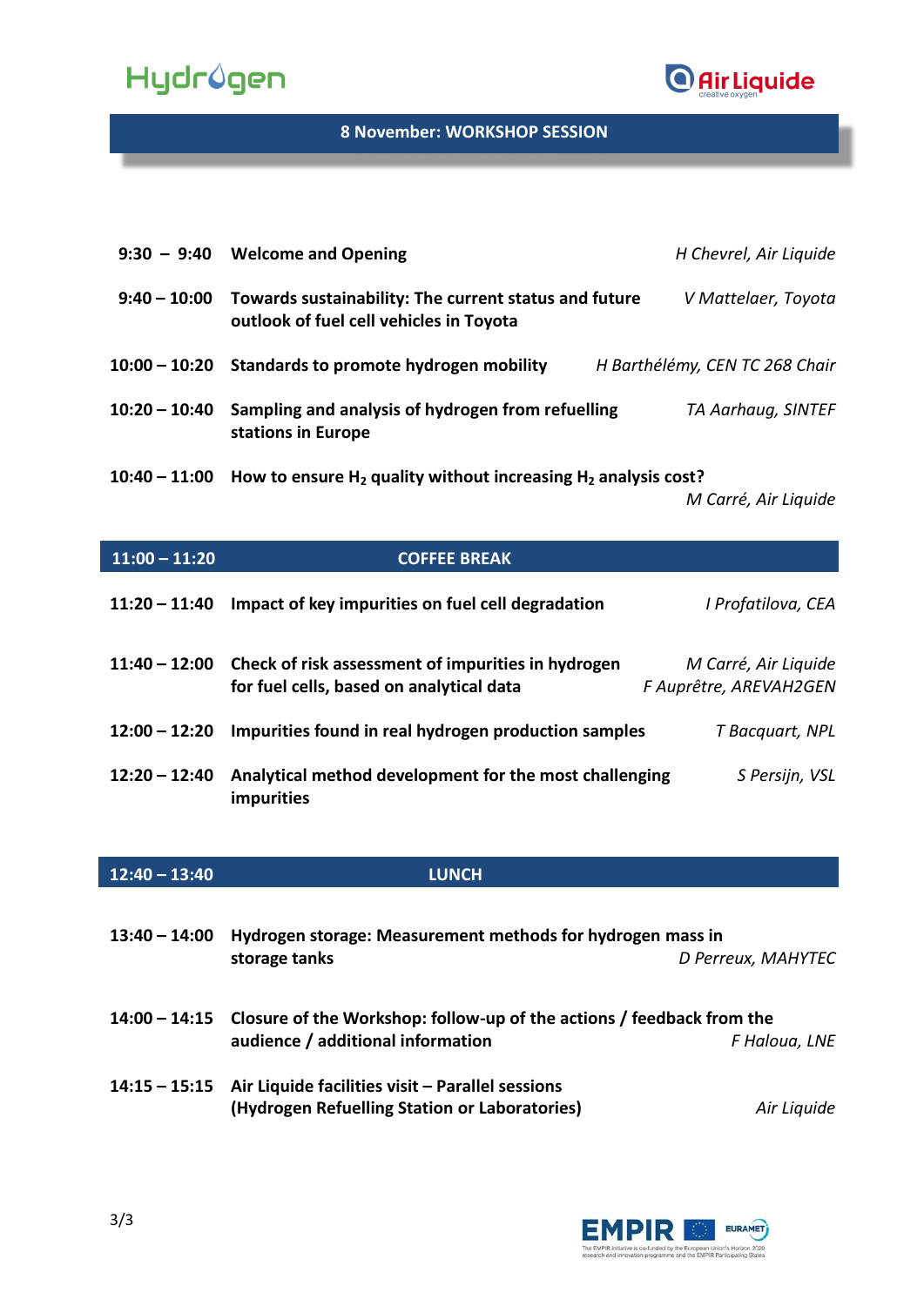## 8 November: WORKSHOP SESSION

| | | |
|---|---|---|
| 9:30 – 9:40 | **Welcome and Opening** | *H Chevrel, Air Liquide* |
| 9:40 – 10:00 | **Towards sustainability: The current status and future outlook of fuel cell vehicles in Toyota** | *V Mattelaer, Toyota* |
| 10:00 – 10:20 | **Standards to promote hydrogen mobility** | *H Barthélémy, CEN TC 268 Chair* |
| 10:20 – 10:40 | **Sampling and analysis of hydrogen from refuelling stations in Europe** | *TA Aarhaug, SINTEF* |
| 10:40 – 11:00 | **How to ensure $H_2$ quality without increasing $H_2$ analysis cost?** | *M Carré, Air Liquide* |
| **11:00 – 11:20** | **COFFEE BREAK** | |
| 11:20 – 11:40 | **Impact of key impurities on fuel cell degradation** | *I Profatilova, CEA* |
| 11:40 – 12:00 | **Check of risk assessment of impurities in hydrogen for fuel cells, based on analytical data** | *M Carré, Air Liquide*<br>*F Auprêtre, AREVAH2GEN* |
| 12:00 – 12:20 | **Impurities found in real hydrogen production samples** | *T Bacquart, NPL* |
| 12:20 – 12:40 | **Analytical method development for the most challenging impurities** | *S Persijn, VSL* |
| **12:40 – 13:40** | **LUNCH** | |
| 13:40 – 14:00 | **Hydrogen storage: Measurement methods for hydrogen mass in storage tanks** | *D Perreux, MAHYTEC* |
| 14:00 – 14:15 | **Closure of the Workshop: follow-up of the actions / feedback from the audience / additional information** | *F Haloua, LNE* |
| 14:15 – 15:15 | **Air Liquide facilities visit – Parallel sessions (Hydrogen Refuelling Station or Laboratories)** | *Air Liquide* |

The EMPIR initiative is co-funded by the European Union's Horizon 2020 research and innovation programme and the EMPIR Participating States